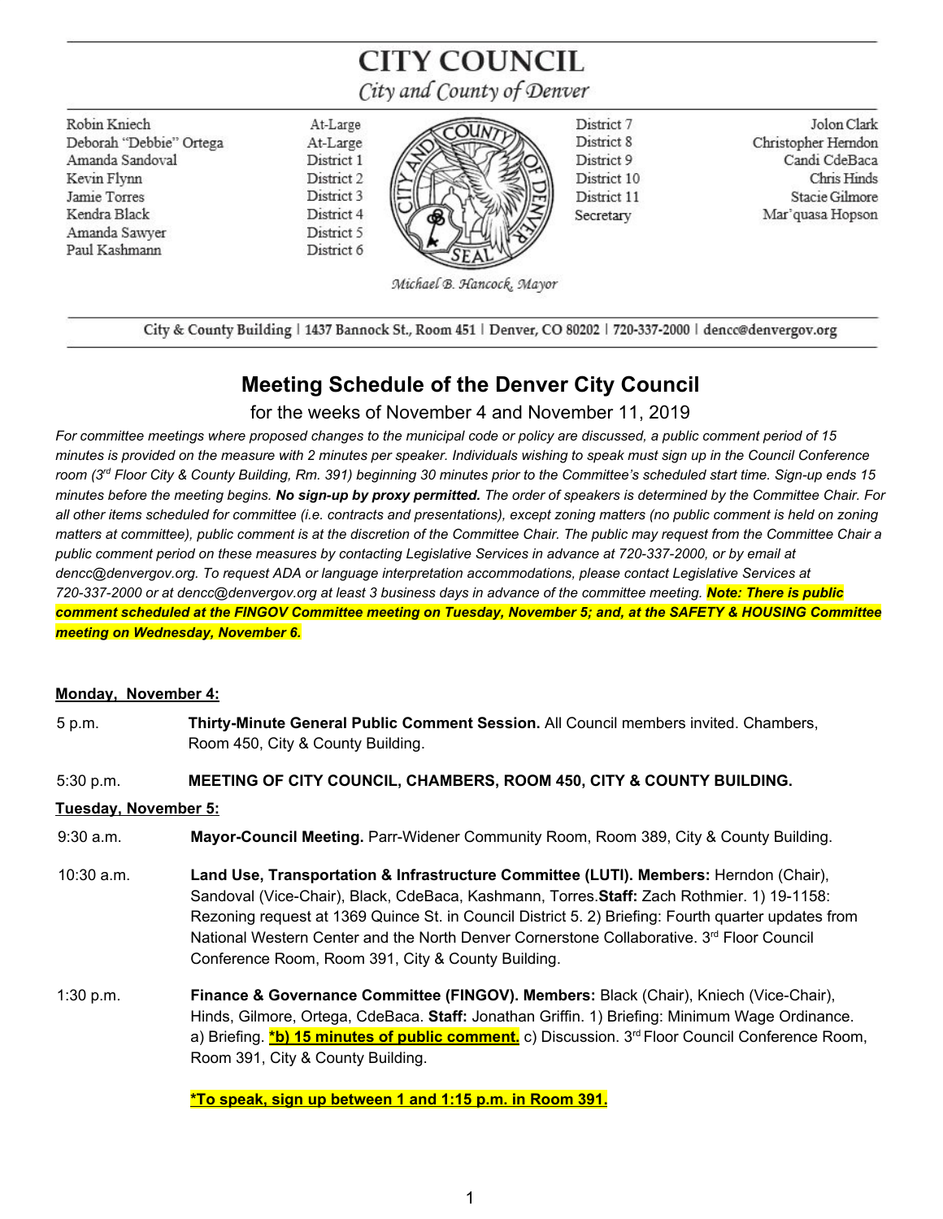# CITY COUNCIL

*City and County of Denver*

| | | | |
|---|---|---|---|
| Robin Kniech | At-Large | District 7 | Jolon Clark |
| Deborah "Debbie" Ortega | At-Large | District 8 | Christopher Herndon |
| Amanda Sandoval | District 1 | District 9 | Candi CdeBaca |
| Kevin Flynn | District 2 | District 10 | Chris Hinds |
| Jamie Torres | District 3 | District 11 | Stacie Gilmore |
| Kendra Black | District 4 | Secretary | Mar'quasa Hopson |
| Amanda Sawyer | District 5 | | |
| Paul Kashmann | District 6 | | |

*Michael B. Hancock, Mayor*

City & County Building | 1437 Bannock St., Room 451 | Denver, CO 80202 | 720-337-2000 | dencc@denvergov.org

## Meeting Schedule of the Denver City Council

for the weeks of November 4 and November 11, 2019

*For committee meetings where proposed changes to the municipal code or policy are discussed, a public comment period of 15 minutes is provided on the measure with 2 minutes per speaker. Individuals wishing to speak must sign up in the Council Conference room (3rd Floor City & County Building, Rm. 391) beginning 30 minutes prior to the Committee's scheduled start time. Sign-up ends 15 minutes before the meeting begins.* ***No sign-up by proxy permitted.*** *The order of speakers is determined by the Committee Chair. For all other items scheduled for committee (i.e. contracts and presentations), except zoning matters (no public comment is held on zoning matters at committee), public comment is at the discretion of the Committee Chair. The public may request from the Committee Chair a public comment period on these measures by contacting Legislative Services in advance at 720-337-2000, or by email at dencc@denvergov.org. To request ADA or language interpretation accommodations, please contact Legislative Services at 720-337-2000 or at dencc@denvergov.org at least 3 business days in advance of the committee meeting.* ***Note: There is public comment scheduled at the FINGOV Committee meeting on Tuesday, November 5; and, at the SAFETY & HOUSING Committee meeting on Wednesday, November 6.***

**Monday, November 4:**

5 p.m. **Thirty-Minute General Public Comment Session.** All Council members invited. Chambers, Room 450, City & County Building.

5:30 p.m. **MEETING OF CITY COUNCIL, CHAMBERS, ROOM 450, CITY & COUNTY BUILDING.**

**Tuesday, November 5:**

9:30 a.m. **Mayor-Council Meeting.** Parr-Widener Community Room, Room 389, City & County Building.

10:30 a.m. **Land Use, Transportation & Infrastructure Committee (LUTI). Members:** Herndon (Chair), Sandoval (Vice-Chair), Black, CdeBaca, Kashmann, Torres. **Staff:** Zach Rothmier. 1) 19-1158: Rezoning request at 1369 Quince St. in Council District 5. 2) Briefing: Fourth quarter updates from National Western Center and the North Denver Cornerstone Collaborative. 3rd Floor Council Conference Room, Room 391, City & County Building.

1:30 p.m. **Finance & Governance Committee (FINGOV). Members:** Black (Chair), Kniech (Vice-Chair), Hinds, Gilmore, Ortega, CdeBaca. **Staff:** Jonathan Griffin. 1) Briefing: Minimum Wage Ordinance. a) Briefing. ***b) 15 minutes of public comment.** c) Discussion. 3rd Floor Council Conference Room, Room 391, City & County Building.

***To speak, sign up between 1 and 1:15 p.m. in Room 391.**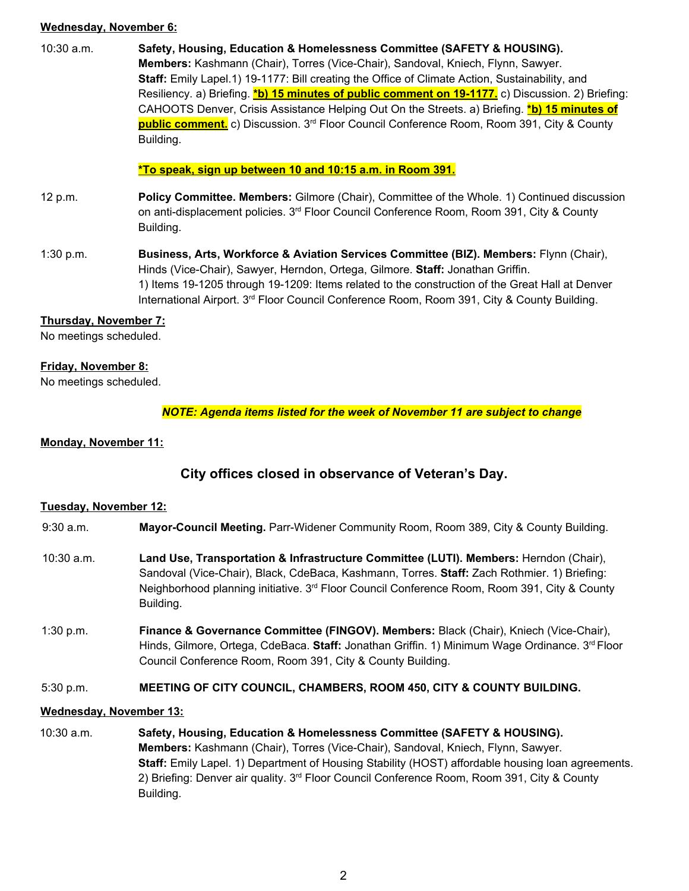**Wednesday, November 6:**

10:30 a.m. **Safety, Housing, Education & Homelessness Committee (SAFETY & HOUSING). Members:** Kashmann (Chair), Torres (Vice-Chair), Sandoval, Kniech, Flynn, Sawyer. **Staff:** Emily Lapel.1) 19-1177: Bill creating the Office of Climate Action, Sustainability, and Resiliency. a) Briefing. ***b) 15 minutes of public comment on 19-1177.*** c) Discussion. 2) Briefing: CAHOOTS Denver, Crisis Assistance Helping Out On the Streets. a) Briefing. ***b) 15 minutes of public comment.*** c) Discussion. 3rd Floor Council Conference Room, Room 391, City & County Building.

***To speak, sign up between 10 and 10:15 a.m. in Room 391.**

12 p.m. **Policy Committee. Members:** Gilmore (Chair), Committee of the Whole. 1) Continued discussion on anti-displacement policies. 3rd Floor Council Conference Room, Room 391, City & County Building.

1:30 p.m. **Business, Arts, Workforce & Aviation Services Committee (BIZ). Members:** Flynn (Chair), Hinds (Vice-Chair), Sawyer, Herndon, Ortega, Gilmore. **Staff:** Jonathan Griffin. 1) Items 19-1205 through 19-1209: Items related to the construction of the Great Hall at Denver International Airport. 3rd Floor Council Conference Room, Room 391, City & County Building.

**Thursday, November 7:**
No meetings scheduled.

**Friday, November 8:**
No meetings scheduled.

***NOTE: Agenda items listed for the week of November 11 are subject to change***

**Monday, November 11:**

**City offices closed in observance of Veteran's Day.**

**Tuesday, November 12:**

9:30 a.m. **Mayor-Council Meeting.** Parr-Widener Community Room, Room 389, City & County Building.

10:30 a.m. **Land Use, Transportation & Infrastructure Committee (LUTI). Members:** Herndon (Chair), Sandoval (Vice-Chair), Black, CdeBaca, Kashmann, Torres. **Staff:** Zach Rothmier. 1) Briefing: Neighborhood planning initiative. 3rd Floor Council Conference Room, Room 391, City & County Building.

1:30 p.m. **Finance & Governance Committee (FINGOV). Members:** Black (Chair), Kniech (Vice-Chair), Hinds, Gilmore, Ortega, CdeBaca. **Staff:** Jonathan Griffin. 1) Minimum Wage Ordinance. 3rd Floor Council Conference Room, Room 391, City & County Building.

5:30 p.m. **MEETING OF CITY COUNCIL, CHAMBERS, ROOM 450, CITY & COUNTY BUILDING.**

**Wednesday, November 13:**

10:30 a.m. **Safety, Housing, Education & Homelessness Committee (SAFETY & HOUSING). Members:** Kashmann (Chair), Torres (Vice-Chair), Sandoval, Kniech, Flynn, Sawyer. **Staff:** Emily Lapel. 1) Department of Housing Stability (HOST) affordable housing loan agreements. 2) Briefing: Denver air quality. 3rd Floor Council Conference Room, Room 391, City & County Building.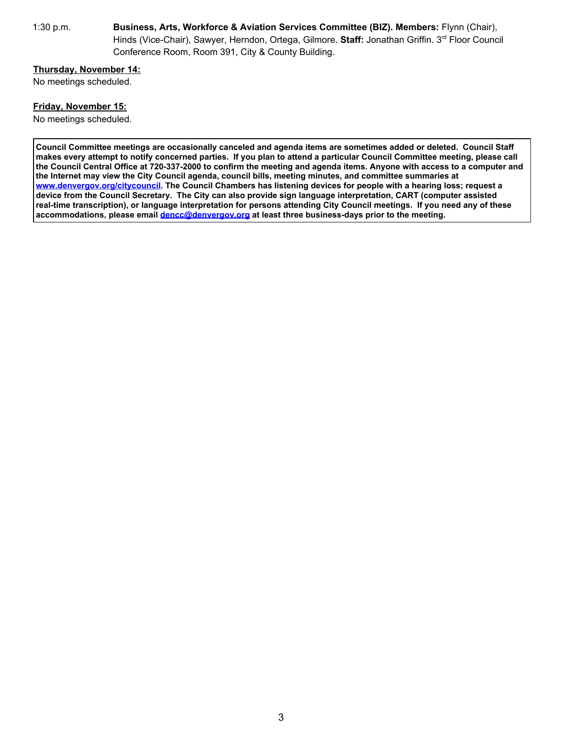1:30 p.m. **Business, Arts, Workforce & Aviation Services Committee (BIZ). Members:** Flynn (Chair), Hinds (Vice-Chair), Sawyer, Herndon, Ortega, Gilmore. **Staff:** Jonathan Griffin. 3rd Floor Council Conference Room, Room 391, City & County Building.

**Thursday, November 14:**

No meetings scheduled.

**Friday, November 15:**

No meetings scheduled.

**Council Committee meetings are occasionally canceled and agenda items are sometimes added or deleted. Council Staff makes every attempt to notify concerned parties. If you plan to attend a particular Council Committee meeting, please call the Council Central Office at 720-337-2000 to confirm the meeting and agenda items. Anyone with access to a computer and the Internet may view the City Council agenda, council bills, meeting minutes, and committee summaries at www.denvergov.org/citycouncil. The Council Chambers has listening devices for people with a hearing loss; request a device from the Council Secretary. The City can also provide sign language interpretation, CART (computer assisted real-time transcription), or language interpretation for persons attending City Council meetings. If you need any of these accommodations, please email dencc@denvergov.org at least three business-days prior to the meeting.**